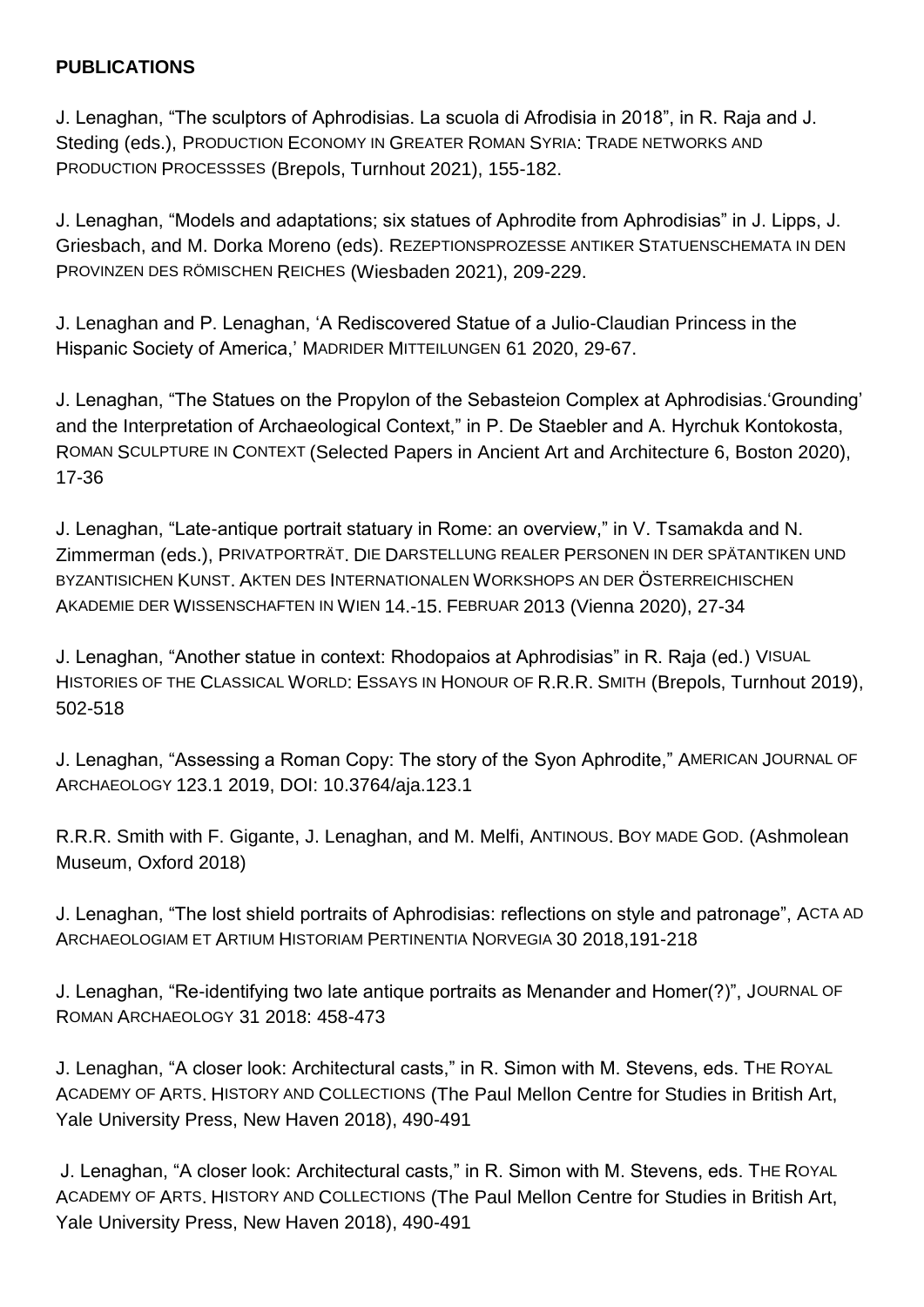**PUBLICATIONS**

J. Lenaghan, "The sculptors of Aphrodisias. La scuola di Afrodisia in 2018", in R. Raja and J. Steding (eds.), PRODUCTION ECONOMY IN GREATER ROMAN SYRIA: TRADE NETWORKS AND PRODUCTION PROCESSSES (Brepols, Turnhout 2021), 155-182.

J. Lenaghan, "Models and adaptations; six statues of Aphrodite from Aphrodisias" in J. Lipps, J. Griesbach, and M. Dorka Moreno (eds). REZEPTIONSPROZESSE ANTIKER STATUENSCHEMATA IN DEN PROVINZEN DES RÖMISCHEN REICHES (Wiesbaden 2021), 209-229.

J. Lenaghan and P. Lenaghan, 'A Rediscovered Statue of a Julio-Claudian Princess in the Hispanic Society of America,' MADRIDER MITTEILUNGEN 61 2020, 29-67.

J. Lenaghan, "The Statues on the Propylon of the Sebasteion Complex at Aphrodisias.'Grounding' and the Interpretation of Archaeological Context," in P. De Staebler and A. Hyrchuk Kontokosta, ROMAN SCULPTURE IN CONTEXT (Selected Papers in Ancient Art and Architecture 6, Boston 2020), 17-36

J. Lenaghan, "Late-antique portrait statuary in Rome: an overview," in V. Tsamakda and N. Zimmerman (eds.), PRIVATPORTRÄT. DIE DARSTELLUNG REALER PERSONEN IN DER SPÄTANTIKEN UND BYZANTISICHEN KUNST. AKTEN DES INTERNATIONALEN WORKSHOPS AN DER ÖSTERREICHISCHEN AKADEMIE DER WISSENSCHAFTEN IN WIEN 14.-15. FEBRUAR 2013 (Vienna 2020), 27-34

J. Lenaghan, "Another statue in context: Rhodopaios at Aphrodisias" in R. Raja (ed.) VISUAL HISTORIES OF THE CLASSICAL WORLD: ESSAYS IN HONOUR OF R.R.R. SMITH (Brepols, Turnhout 2019), 502-518

J. Lenaghan, "Assessing a Roman Copy: The story of the Syon Aphrodite," AMERICAN JOURNAL OF ARCHAEOLOGY 123.1 2019, DOI: 10.3764/aja.123.1

R.R.R. Smith with F. Gigante, J. Lenaghan, and M. Melfi, ANTINOUS. BOY MADE GOD. (Ashmolean Museum, Oxford 2018)

J. Lenaghan, "The lost shield portraits of Aphrodisias: reflections on style and patronage", ACTA AD ARCHAEOLOGIAM ET ARTIUM HISTORIAM PERTINENTIA NORVEGIA 30 2018,191-218

J. Lenaghan, "Re-identifying two late antique portraits as Menander and Homer(?)", JOURNAL OF ROMAN ARCHAEOLOGY 31 2018: 458-473

J. Lenaghan, "A closer look: Architectural casts," in R. Simon with M. Stevens, eds. THE ROYAL ACADEMY OF ARTS. HISTORY AND COLLECTIONS (The Paul Mellon Centre for Studies in British Art, Yale University Press, New Haven 2018), 490-491

J. Lenaghan, "A closer look: Architectural casts," in R. Simon with M. Stevens, eds. THE ROYAL ACADEMY OF ARTS. HISTORY AND COLLECTIONS (The Paul Mellon Centre for Studies in British Art, Yale University Press, New Haven 2018), 490-491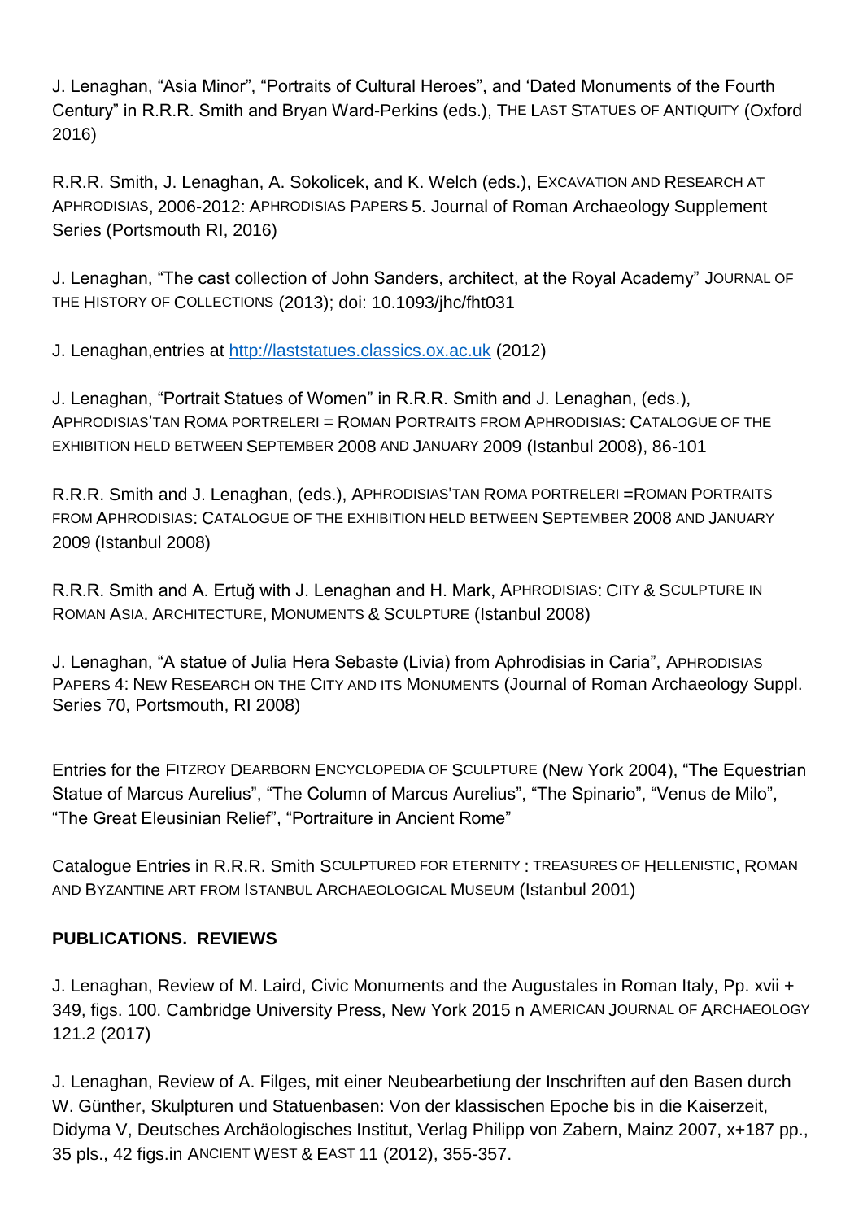J. Lenaghan, "Asia Minor", "Portraits of Cultural Heroes", and 'Dated Monuments of the Fourth Century" in R.R.R. Smith and Bryan Ward-Perkins (eds.), THE LAST STATUES OF ANTIQUITY (Oxford 2016)

R.R.R. Smith, J. Lenaghan, A. Sokolicek, and K. Welch (eds.), EXCAVATION AND RESEARCH AT APHRODISIAS, 2006-2012: APHRODISIAS PAPERS 5. Journal of Roman Archaeology Supplement Series (Portsmouth RI, 2016)

J. Lenaghan, "The cast collection of John Sanders, architect, at the Royal Academy" JOURNAL OF THE HISTORY OF COLLECTIONS (2013); doi: 10.1093/jhc/fht031

J. Lenaghan,entries at http://laststatues.classics.ox.ac.uk (2012)

J. Lenaghan, "Portrait Statues of Women" in R.R.R. Smith and J. Lenaghan, (eds.), APHRODISIAS'TAN ROMA PORTRELERI = ROMAN PORTRAITS FROM APHRODISIAS: CATALOGUE OF THE EXHIBITION HELD BETWEEN SEPTEMBER 2008 AND JANUARY 2009 (Istanbul 2008), 86-101

R.R.R. Smith and J. Lenaghan, (eds.), APHRODISIAS'TAN ROMA PORTRELERI =ROMAN PORTRAITS FROM APHRODISIAS: CATALOGUE OF THE EXHIBITION HELD BETWEEN SEPTEMBER 2008 AND JANUARY 2009 (Istanbul 2008)

R.R.R. Smith and A. Ertuğ with J. Lenaghan and H. Mark, APHRODISIAS: CITY & SCULPTURE IN ROMAN ASIA. ARCHITECTURE, MONUMENTS & SCULPTURE (Istanbul 2008)

J. Lenaghan, "A statue of Julia Hera Sebaste (Livia) from Aphrodisias in Caria", APHRODISIAS PAPERS 4: NEW RESEARCH ON THE CITY AND ITS MONUMENTS (Journal of Roman Archaeology Suppl. Series 70, Portsmouth, RI 2008)

Entries for the FITZROY DEARBORN ENCYCLOPEDIA OF SCULPTURE (New York 2004), "The Equestrian Statue of Marcus Aurelius", "The Column of Marcus Aurelius", "The Spinario", "Venus de Milo", "The Great Eleusinian Relief", "Portraiture in Ancient Rome"

Catalogue Entries in R.R.R. Smith SCULPTURED FOR ETERNITY : TREASURES OF HELLENISTIC, ROMAN AND BYZANTINE ART FROM ISTANBUL ARCHAEOLOGICAL MUSEUM (Istanbul 2001)

**PUBLICATIONS. REVIEWS**

J. Lenaghan, Review of M. Laird, Civic Monuments and the Augustales in Roman Italy, Pp. xvii + 349, figs. 100. Cambridge University Press, New York 2015 n AMERICAN JOURNAL OF ARCHAEOLOGY 121.2 (2017)

J. Lenaghan, Review of A. Filges, mit einer Neubearbetiung der Inschriften auf den Basen durch W. Günther, Skulpturen und Statuenbasen: Von der klassischen Epoche bis in die Kaiserzeit, Didyma V, Deutsches Archäologisches Institut, Verlag Philipp von Zabern, Mainz 2007, x+187 pp., 35 pls., 42 figs.in ANCIENT WEST & EAST 11 (2012), 355-357.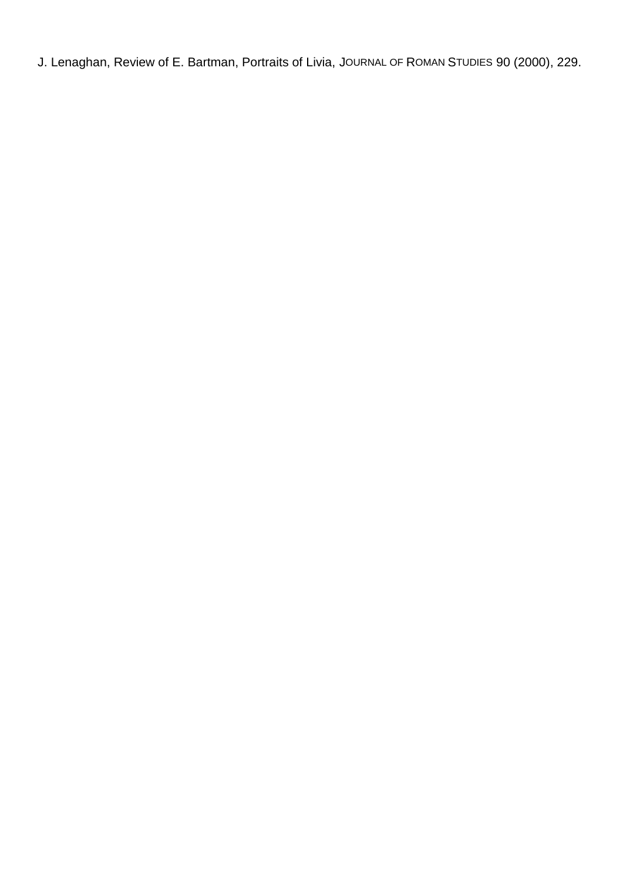J. Lenaghan, Review of E. Bartman, Portraits of Livia, JOURNAL OF ROMAN STUDIES 90 (2000), 229.